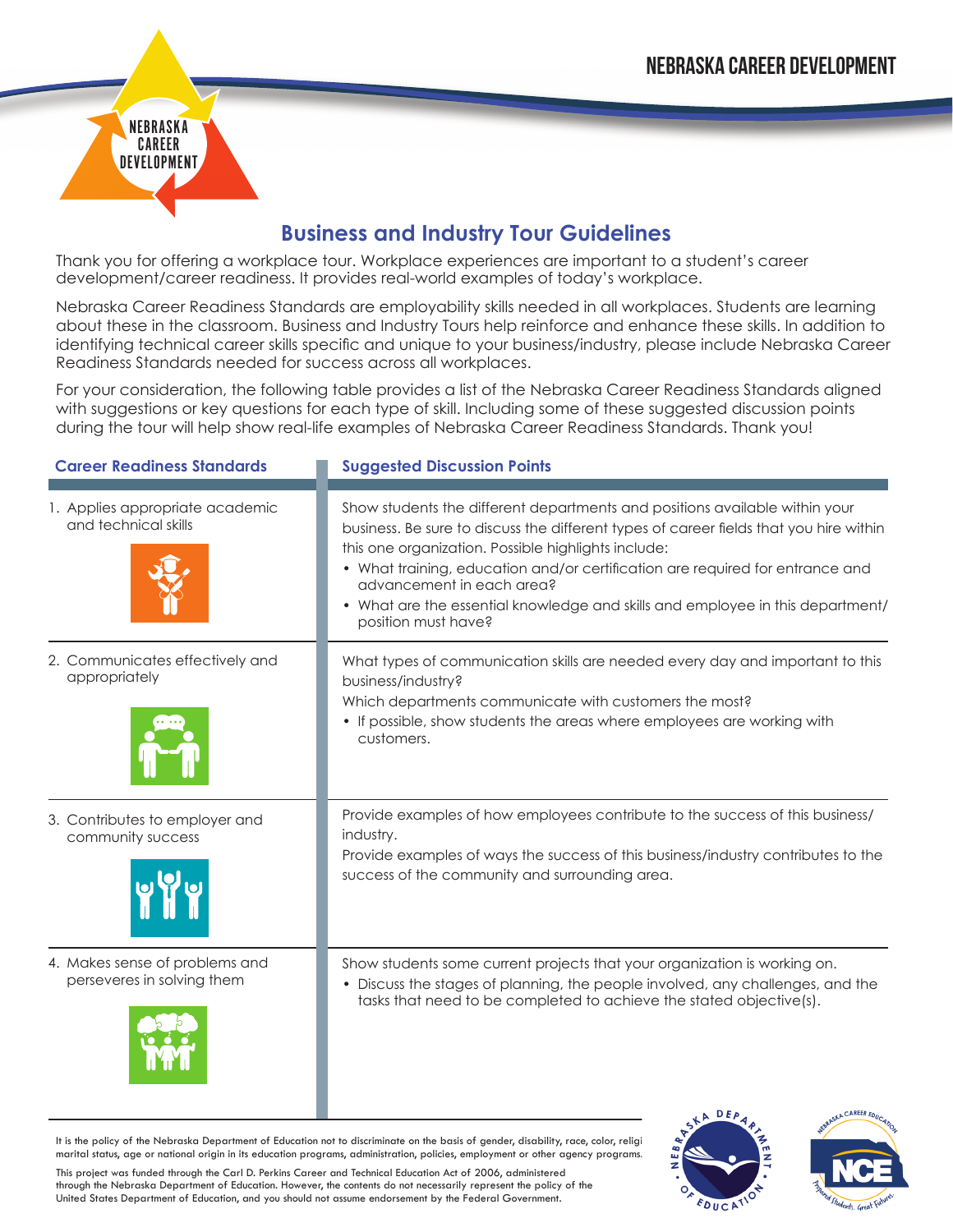NEBRASKA CAREER DEVELOPMENT

# Business and Industry Tour Guidelines

Thank you for offering a workplace tour. Workplace experiences are important to a student's career development/career readiness. It provides real-world examples of today's workplace.

Nebraska Career Readiness Standards are employability skills needed in all workplaces. Students are learning about these in the classroom. Business and Industry Tours help reinforce and enhance these skills. In addition to identifying technical career skills specific and unique to your business/industry, please include Nebraska Career Readiness Standards needed for success across all workplaces.

For your consideration, the following table provides a list of the Nebraska Career Readiness Standards aligned with suggestions or key questions for each type of skill. Including some of these suggested discussion points during the tour will help show real-life examples of Nebraska Career Readiness Standards. Thank you!

| Career Readiness Standards | Suggested Discussion Points |
|---|---|
| 1. Applies appropriate academic and technical skills | Show students the different departments and positions available within your business. Be sure to discuss the different types of career fields that you hire within this one organization. Possible highlights include:<br>• What training, education and/or certification are required for entrance and advancement in each area?<br>• What are the essential knowledge and skills and employee in this department/position must have? |
| 2. Communicates effectively and appropriately | What types of communication skills are needed every day and important to this business/industry?<br>Which departments communicate with customers the most?<br>• If possible, show students the areas where employees are working with customers. |
| 3. Contributes to employer and community success | Provide examples of how employees contribute to the success of this business/industry.<br>Provide examples of ways the success of this business/industry contributes to the success of the community and surrounding area. |
| 4. Makes sense of problems and perseveres in solving them | Show students some current projects that your organization is working on.<br>• Discuss the stages of planning, the people involved, any challenges, and the tasks that need to be completed to achieve the stated objective(s). |

It is the policy of the Nebraska Department of Education not to discriminate on the basis of gender, disability, race, color, religi marital status, age or national origin in its education programs, administration, policies, employment or other agency programs.

This project was funded through the Carl D. Perkins Career and Technical Education Act of 2006, administered through the Nebraska Department of Education. However, the contents do not necessarily represent the policy of the United States Department of Education, and you should not assume endorsement by the Federal Government.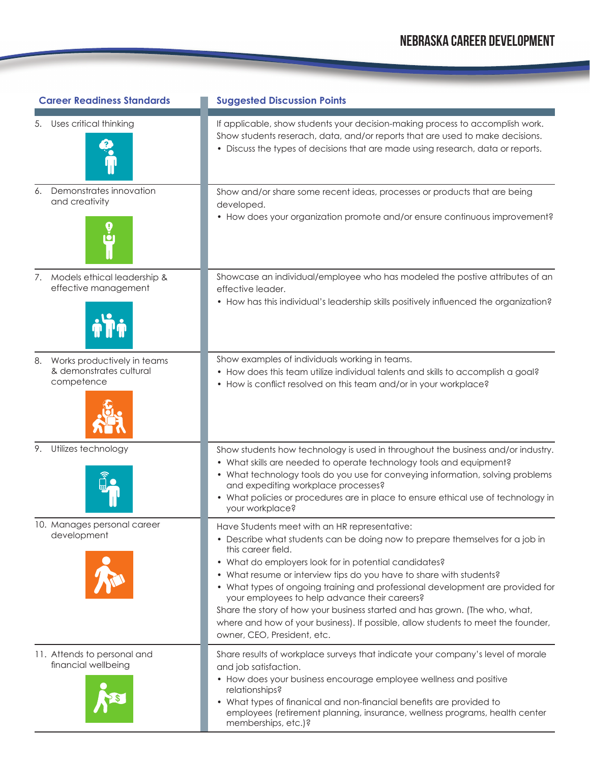| Career Readiness Standards | Suggested Discussion Points |
|---|---|
| 5. Uses critical thinking | If applicable, show students your decision-making process to accomplish work. Show students reserach, data, and/or reports that are used to make decisions.<br>• Discuss the types of decisions that are made using research, data or reports. |
| 6. Demonstrates innovation and creativity | Show and/or share some recent ideas, processes or products that are being developed.<br>• How does your organization promote and/or ensure continuous improvement? |
| 7. Models ethical leadership & effective management | Showcase an individual/employee who has modeled the postive attributes of an effective leader.<br>• How has this individual's leadership skills positively influenced the organization? |
| 8. Works productively in teams & demonstrates cultural competence | Show examples of individuals working in teams.<br>• How does this team utilize individual talents and skills to accomplish a goal?<br>• How is conflict resolved on this team and/or in your workplace? |
| 9. Utilizes technology | Show students how technology is used in throughout the business and/or industry.<br>• What skills are needed to operate technology tools and equipment?<br>• What technology tools do you use for conveying information, solving problems and expediting workplace processes?<br>• What policies or procedures are in place to ensure ethical use of technology in your workplace? |
| 10. Manages personal career development | Have Students meet with an HR representative:<br>• Describe what students can be doing now to prepare themselves for a job in this career field.<br>• What do employers look for in potential candidates?<br>• What resume or interview tips do you have to share with students?<br>• What types of ongoing training and professional development are provided for your employees to help advance their careers?<br>Share the story of how your business started and has grown. (The who, what, where and how of your business). If possible, allow students to meet the founder, owner, CEO, President, etc. |
| 11. Attends to personal and financial wellbeing | Share results of workplace surveys that indicate your company's level of morale and job satisfaction.<br>• How does your business encourage employee wellness and positive relationships?<br>• What types of finanical and non-financial benefits are provided to employees (retirement planning, insurance, wellness programs, health center memberships, etc.)? |